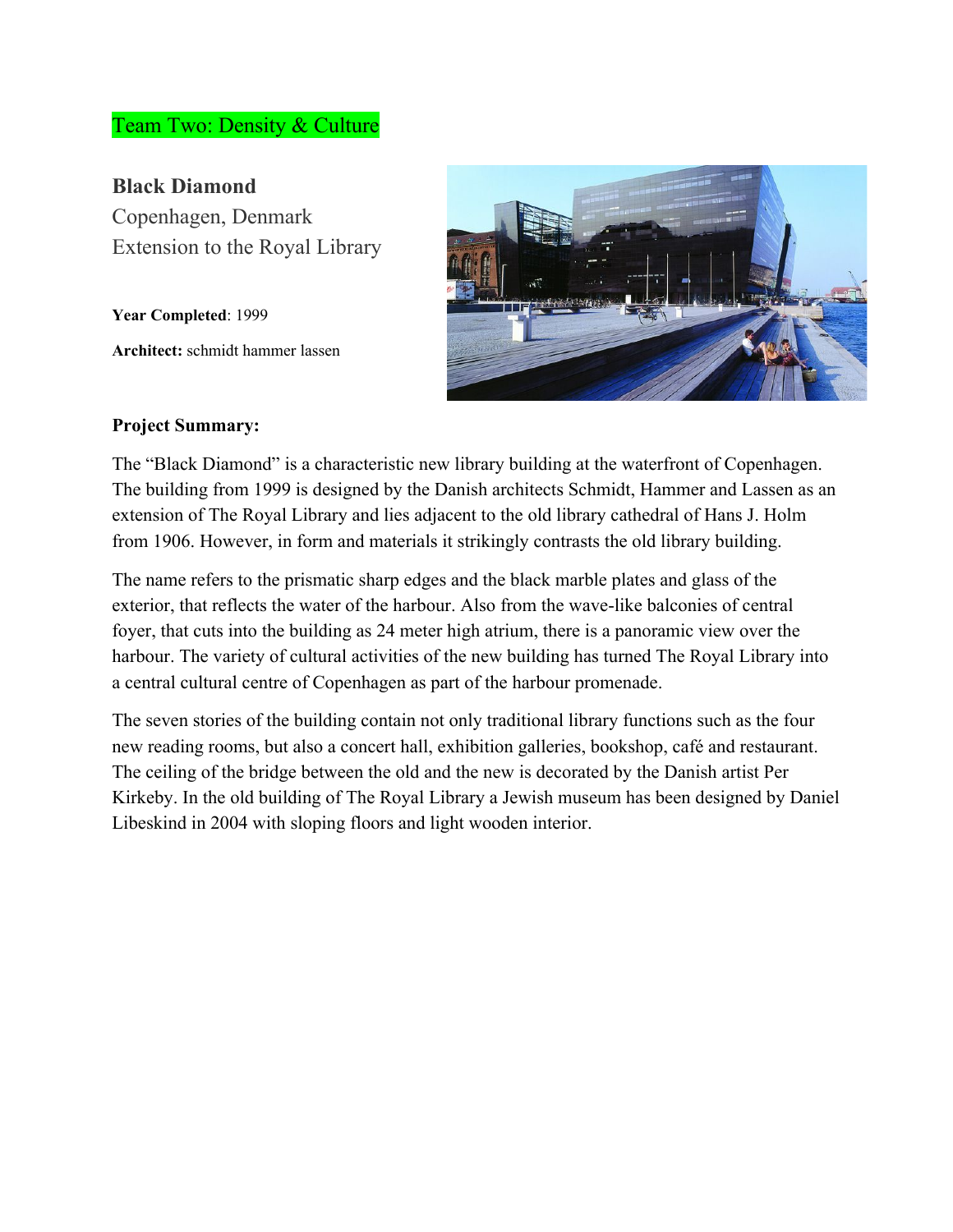Team Two: Density & Culture

## Black Diamond

Copenhagen, Denmark
Extension to the Royal Library

**Year Completed**: 1999

**Architect:** schmidt hammer lassen

**Project Summary:**

The "Black Diamond" is a characteristic new library building at the waterfront of Copenhagen. The building from 1999 is designed by the Danish architects Schmidt, Hammer and Lassen as an extension of The Royal Library and lies adjacent to the old library cathedral of Hans J. Holm from 1906. However, in form and materials it strikingly contrasts the old library building.

The name refers to the prismatic sharp edges and the black marble plates and glass of the exterior, that reflects the water of the harbour. Also from the wave-like balconies of central foyer, that cuts into the building as 24 meter high atrium, there is a panoramic view over the harbour. The variety of cultural activities of the new building has turned The Royal Library into a central cultural centre of Copenhagen as part of the harbour promenade.

The seven stories of the building contain not only traditional library functions such as the four new reading rooms, but also a concert hall, exhibition galleries, bookshop, café and restaurant. The ceiling of the bridge between the old and the new is decorated by the Danish artist Per Kirkeby. In the old building of The Royal Library a Jewish museum has been designed by Daniel Libeskind in 2004 with sloping floors and light wooden interior.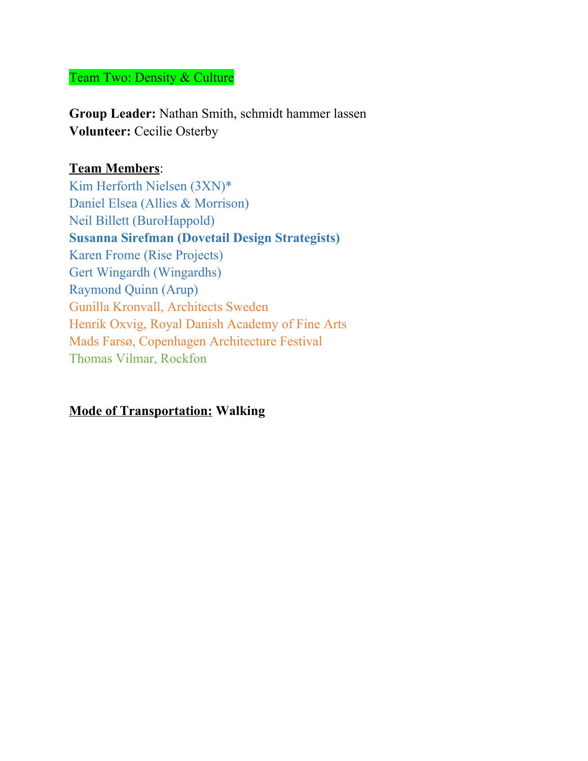Team Two: Density & Culture

**Group Leader:** Nathan Smith, schmidt hammer lassen
**Volunteer:** Cecilie Osterby

**Team Members**:
Kim Herforth Nielsen (3XN)*
Daniel Elsea (Allies & Morrison)
Neil Billett (BuroHappold)
**Susanna Sirefman (Dovetail Design Strategists)**
Karen Frome (Rise Projects)
Gert Wingardh (Wingardhs)
Raymond Quinn (Arup)
Gunilla Kronvall, Architects Sweden
Henrik Oxvig, Royal Danish Academy of Fine Arts
Mads Farsø, Copenhagen Architecture Festival
Thomas Vilmar, Rockfon

**Mode of Transportation: Walking**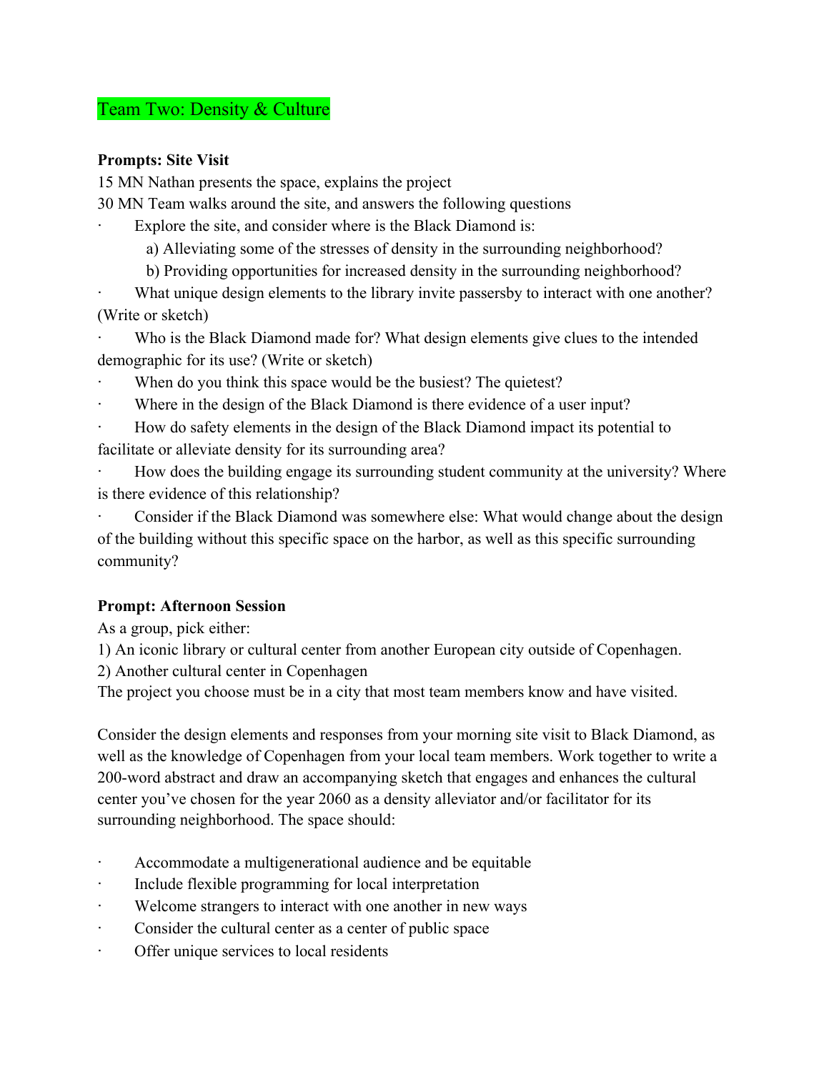## Team Two: Density & Culture

**Prompts: Site Visit**

15 MN Nathan presents the space, explains the project

30 MN Team walks around the site, and answers the following questions

- Explore the site, and consider where is the Black Diamond is:
  - a) Alleviating some of the stresses of density in the surrounding neighborhood?
  - b) Providing opportunities for increased density in the surrounding neighborhood?
- What unique design elements to the library invite passersby to interact with one another? (Write or sketch)
- Who is the Black Diamond made for? What design elements give clues to the intended demographic for its use? (Write or sketch)
- When do you think this space would be the busiest? The quietest?
- Where in the design of the Black Diamond is there evidence of a user input?
- How do safety elements in the design of the Black Diamond impact its potential to facilitate or alleviate density for its surrounding area?
- How does the building engage its surrounding student community at the university? Where is there evidence of this relationship?
- Consider if the Black Diamond was somewhere else: What would change about the design of the building without this specific space on the harbor, as well as this specific surrounding community?

**Prompt: Afternoon Session**

As a group, pick either:

1) An iconic library or cultural center from another European city outside of Copenhagen.
2) Another cultural center in Copenhagen

The project you choose must be in a city that most team members know and have visited.

Consider the design elements and responses from your morning site visit to Black Diamond, as well as the knowledge of Copenhagen from your local team members. Work together to write a 200-word abstract and draw an accompanying sketch that engages and enhances the cultural center you've chosen for the year 2060 as a density alleviator and/or facilitator for its surrounding neighborhood. The space should:

- Accommodate a multigenerational audience and be equitable
- Include flexible programming for local interpretation
- Welcome strangers to interact with one another in new ways
- Consider the cultural center as a center of public space
- Offer unique services to local residents